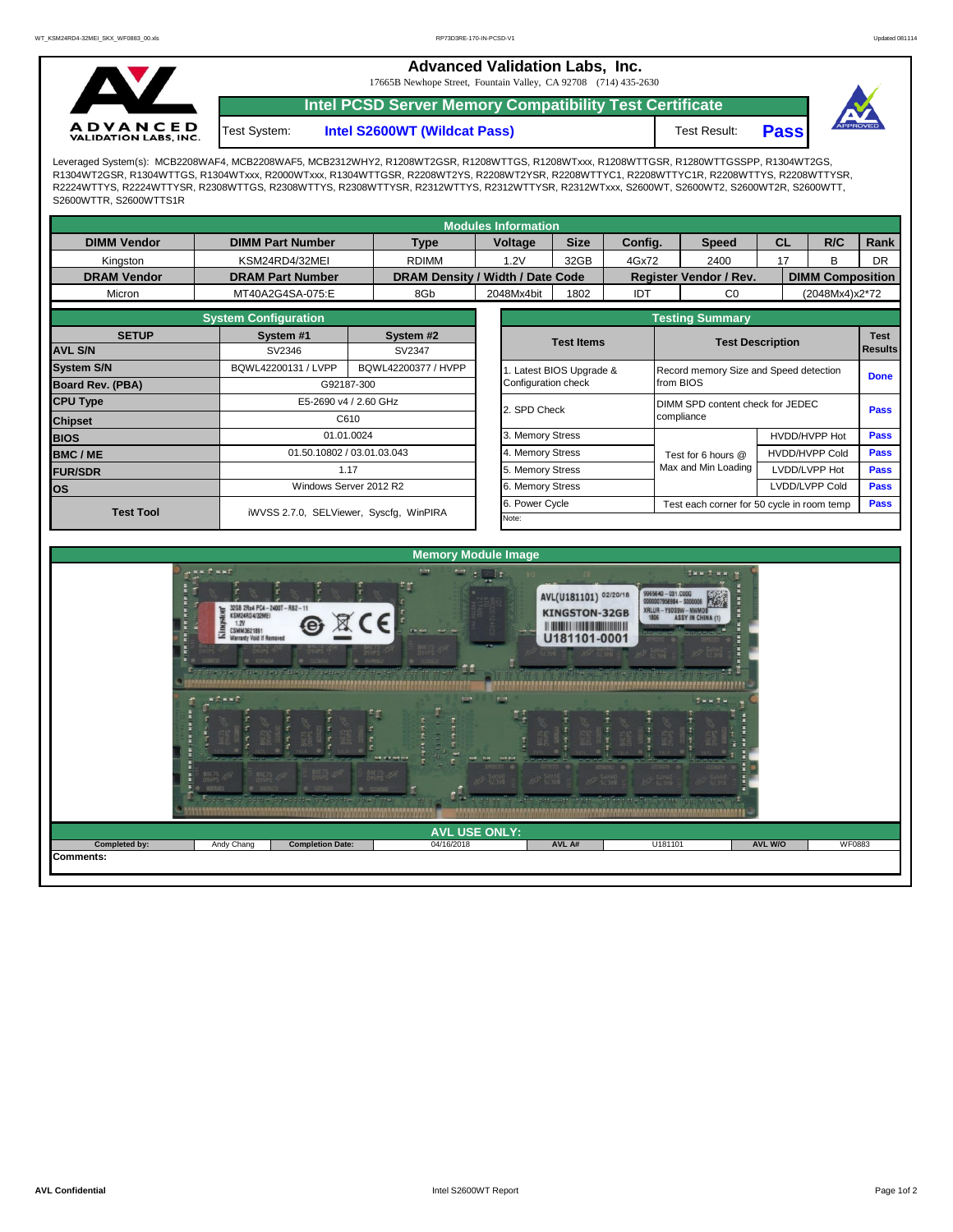# Advanced Validation Labs, Inc.

17665B Newhope Street, Fountain Valley, CA 92708 (714) 435-2630

## Intel PCSD Server Memory Compatibility Test Certificate

Test System: **Intel S2600WT (Wildcat Pass)** Test Result: **Pass**

Leveraged System(s): MCB2208WAF4, MCB2208WAF5, MCB2312WHY2, R1208WT2GSR, R1208WTTGS, R1208WTxxx, R1208WTTGSR, R1280WTTGSSPP, R1304WT2GS, R1304WT2GSR, R1304WTTGS, R1304WTxxx, R2000WTxxx, R1304WTTGSR, R2208WT2YS, R2208WT2YSR, R2208WTTYC1, R2208WTTYC1R, R2208WTTYS, R2208WTTYSR, R2224WTTYS, R2224WTTYSR, R2308WTTGS, R2308WTTYS, R2308WTTYSR, R2312WTTYS, R2312WTTYSR, R2312WTxxx, S2600WT, S2600WT2, S2600WT2R, S2600WTT, S2600WTTR, S2600WTTS1R

### Modules Information

| DIMM Vendor | DIMM Part Number | Type | Voltage | Size | Config. | Speed | CL | R/C | Rank |
|---|---|---|---|---|---|---|---|---|---|
| Kingston | KSM24RD4/32MEI | RDIMM | 1.2V | 32GB | 4Gx72 | 2400 | 17 | B | DR |
| **DRAM Vendor** | **DRAM Part Number** | **DRAM Density / Width / Date Code** | | | **Register Vendor / Rev.** | | **DIMM Composition** | | |
| Micron | MT40A2G4SA-075:E | 8Gb | 2048Mx4bit | 1802 | IDT | C0 | (2048Mx4)x2*72 | | |

### System Configuration

| SETUP | System #1 | System #2 |
|---|---|---|
| AVL S/N | SV2346 | SV2347 |
| System S/N | BQWL42200131 / LVPP | BQWL42200377 / HVPP |
| Board Rev. (PBA) | G92187-300 | |
| CPU Type | E5-2690 v4 / 2.60 GHz | |
| Chipset | C610 | |
| BIOS | 01.01.0024 | |
| BMC / ME | 01.50.10802 / 03.01.03.043 | |
| FUR/SDR | 1.17 | |
| OS | Windows Server 2012 R2 | |
| Test Tool | iWVSS 2.7.0, SELViewer, Syscfg, WinPIRA | |

### Testing Summary

| Test Items | Test Description | | Test Results |
|---|---|---|---|
| 1. Latest BIOS Upgrade & Configuration check | Record memory Size and Speed detection from BIOS | | Done |
| 2. SPD Check | DIMM SPD content check for JEDEC compliance | | Pass |
| 3. Memory Stress | Test for 6 hours @ Max and Min Loading | HVDD/HVPP Hot | Pass |
| 4. Memory Stress | | HVDD/HVPP Cold | Pass |
| 5. Memory Stress | | LVDD/LVPP Hot | Pass |
| 6. Memory Stress | | LVDD/LVPP Cold | Pass |
| 6. Power Cycle | Test each corner for 50 cycle in room temp | | Pass |

Note:

### Memory Module Image

### AVL USE ONLY:

| Completed by: | Andy Chang | Completion Date: | 04/16/2018 | AVL A# | U181101 | AVL W/O | WF0883 |
|---|---|---|---|---|---|---|---|

Comments: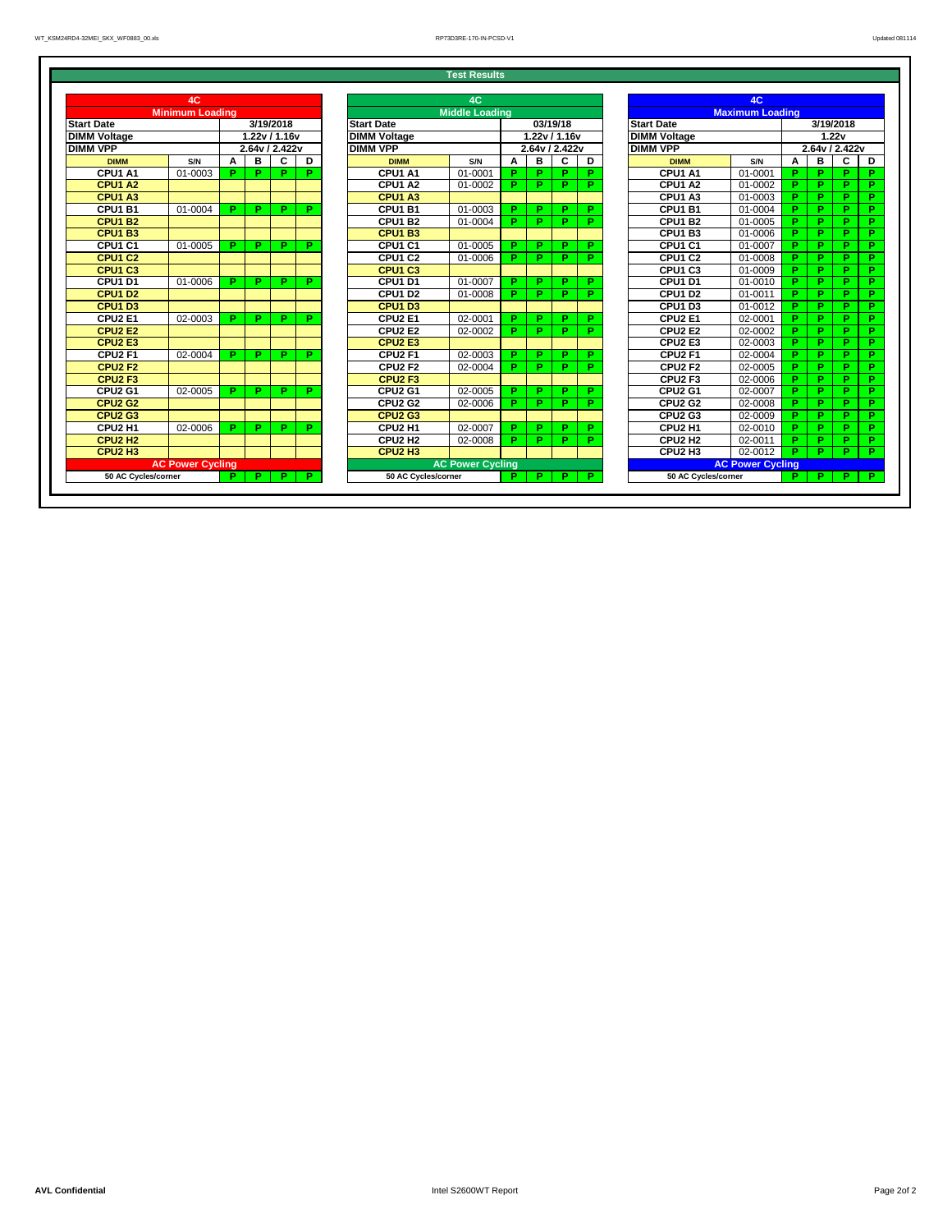## Test Results

| 4C Minimum Loading | | | | | |
|---|---|---|---|---|---|
| Start Date | | 3/19/2018 | | | |
| DIMM Voltage | | 1.22v / 1.16v | | | |
| DIMM VPP | | 2.64v / 2.422v | | | |
| DIMM | S/N | A | B | C | D |
| CPU1 A1 | 01-0003 | P | P | P | P |
| CPU1 A2 | | | | | |
| CPU1 A3 | | | | | |
| CPU1 B1 | 01-0004 | P | P | P | P |
| CPU1 B2 | | | | | |
| CPU1 B3 | | | | | |
| CPU1 C1 | 01-0005 | P | P | P | P |
| CPU1 C2 | | | | | |
| CPU1 C3 | | | | | |
| CPU1 D1 | 01-0006 | P | P | P | P |
| CPU1 D2 | | | | | |
| CPU1 D3 | | | | | |
| CPU2 E1 | 02-0003 | P | P | P | P |
| CPU2 E2 | | | | | |
| CPU2 E3 | | | | | |
| CPU2 F1 | 02-0004 | P | P | P | P |
| CPU2 F2 | | | | | |
| CPU2 F3 | | | | | |
| CPU2 G1 | 02-0005 | P | P | P | P |
| CPU2 G2 | | | | | |
| CPU2 G3 | | | | | |
| CPU2 H1 | 02-0006 | P | P | P | P |
| CPU2 H2 | | | | | |
| CPU2 H3 | | | | | |
| AC Power Cycling | | | | | |
| 50 AC Cycles/corner | | P | P | P | P |

| 4C Middle Loading | | | | | |
|---|---|---|---|---|---|
| Start Date | | 03/19/18 | | | |
| DIMM Voltage | | 1.22v / 1.16v | | | |
| DIMM VPP | | 2.64v / 2.422v | | | |
| DIMM | S/N | A | B | C | D |
| CPU1 A1 | 01-0001 | P | P | P | P |
| CPU1 A2 | 01-0002 | P | P | P | P |
| CPU1 A3 | | | | | |
| CPU1 B1 | 01-0003 | P | P | P | P |
| CPU1 B2 | 01-0004 | P | P | P | P |
| CPU1 B3 | | | | | |
| CPU1 C1 | 01-0005 | P | P | P | P |
| CPU1 C2 | 01-0006 | P | P | P | P |
| CPU1 C3 | | | | | |
| CPU1 D1 | 01-0007 | P | P | P | P |
| CPU1 D2 | 01-0008 | P | P | P | P |
| CPU1 D3 | | | | | |
| CPU2 E1 | 02-0001 | P | P | P | P |
| CPU2 E2 | 02-0002 | P | P | P | P |
| CPU2 E3 | | | | | |
| CPU2 F1 | 02-0003 | P | P | P | P |
| CPU2 F2 | 02-0004 | P | P | P | P |
| CPU2 F3 | | | | | |
| CPU2 G1 | 02-0005 | P | P | P | P |
| CPU2 G2 | 02-0006 | P | P | P | P |
| CPU2 G3 | | | | | |
| CPU2 H1 | 02-0007 | P | P | P | P |
| CPU2 H2 | 02-0008 | P | P | P | P |
| CPU2 H3 | | | | | |
| AC Power Cycling | | | | | |
| 50 AC Cycles/corner | | P | P | P | P |

| 4C Maximum Loading | | | | | |
|---|---|---|---|---|---|
| Start Date | | 3/19/2018 | | | |
| DIMM Voltage | | 1.22v | | | |
| DIMM VPP | | 2.64v / 2.422v | | | |
| DIMM | S/N | A | B | C | D |
| CPU1 A1 | 01-0001 | P | P | P | P |
| CPU1 A2 | 01-0002 | P | P | P | P |
| CPU1 A3 | 01-0003 | P | P | P | P |
| CPU1 B1 | 01-0004 | P | P | P | P |
| CPU1 B2 | 01-0005 | P | P | P | P |
| CPU1 B3 | 01-0006 | P | P | P | P |
| CPU1 C1 | 01-0007 | P | P | P | P |
| CPU1 C2 | 01-0008 | P | P | P | P |
| CPU1 C3 | 01-0009 | P | P | P | P |
| CPU1 D1 | 01-0010 | P | P | P | P |
| CPU1 D2 | 01-0011 | P | P | P | P |
| CPU1 D3 | 01-0012 | P | P | P | P |
| CPU2 E1 | 02-0001 | P | P | P | P |
| CPU2 E2 | 02-0002 | P | P | P | P |
| CPU2 E3 | 02-0003 | P | P | P | P |
| CPU2 F1 | 02-0004 | P | P | P | P |
| CPU2 F2 | 02-0005 | P | P | P | P |
| CPU2 F3 | 02-0006 | P | P | P | P |
| CPU2 G1 | 02-0007 | P | P | P | P |
| CPU2 G2 | 02-0008 | P | P | P | P |
| CPU2 G3 | 02-0009 | P | P | P | P |
| CPU2 H1 | 02-0010 | P | P | P | P |
| CPU2 H2 | 02-0011 | P | P | P | P |
| CPU2 H3 | 02-0012 | P | P | P | P |
| AC Power Cycling | | | | | |
| 50 AC Cycles/corner | | P | P | P | P |